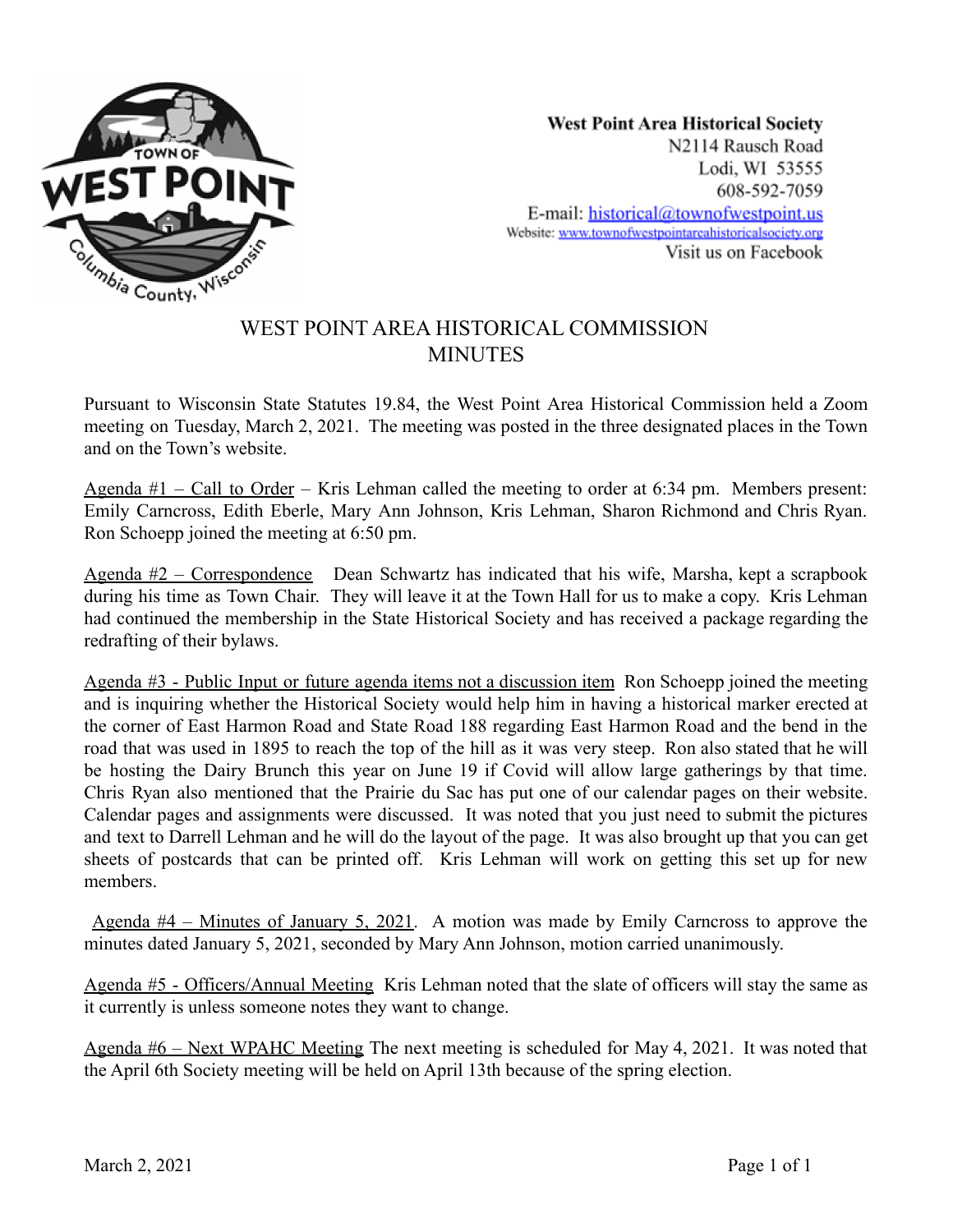West Point Area Historical Society
N2114 Rausch Road
Lodi, WI 53555
608-592-7059
E-mail: historical@townofwestpoint.us
Website: www.townofwestpointareahistoricalsociety.org
Visit us on Facebook

# WEST POINT AREA HISTORICAL COMMISSION MINUTES

Pursuant to Wisconsin State Statutes 19.84, the West Point Area Historical Commission held a Zoom meeting on Tuesday, March 2, 2021. The meeting was posted in the three designated places in the Town and on the Town's website.

Agenda #1 – Call to Order – Kris Lehman called the meeting to order at 6:34 pm. Members present: Emily Carncross, Edith Eberle, Mary Ann Johnson, Kris Lehman, Sharon Richmond and Chris Ryan. Ron Schoepp joined the meeting at 6:50 pm.

Agenda #2 – Correspondence Dean Schwartz has indicated that his wife, Marsha, kept a scrapbook during his time as Town Chair. They will leave it at the Town Hall for us to make a copy. Kris Lehman had continued the membership in the State Historical Society and has received a package regarding the redrafting of their bylaws.

Agenda #3 - Public Input or future agenda items not a discussion item Ron Schoepp joined the meeting and is inquiring whether the Historical Society would help him in having a historical marker erected at the corner of East Harmon Road and State Road 188 regarding East Harmon Road and the bend in the road that was used in 1895 to reach the top of the hill as it was very steep. Ron also stated that he will be hosting the Dairy Brunch this year on June 19 if Covid will allow large gatherings by that time. Chris Ryan also mentioned that the Prairie du Sac has put one of our calendar pages on their website. Calendar pages and assignments were discussed. It was noted that you just need to submit the pictures and text to Darrell Lehman and he will do the layout of the page. It was also brought up that you can get sheets of postcards that can be printed off. Kris Lehman will work on getting this set up for new members.

Agenda #4 – Minutes of January 5, 2021. A motion was made by Emily Carncross to approve the minutes dated January 5, 2021, seconded by Mary Ann Johnson, motion carried unanimously.

Agenda #5 - Officers/Annual Meeting Kris Lehman noted that the slate of officers will stay the same as it currently is unless someone notes they want to change.

Agenda #6 – Next WPAHC Meeting The next meeting is scheduled for May 4, 2021. It was noted that the April 6th Society meeting will be held on April 13th because of the spring election.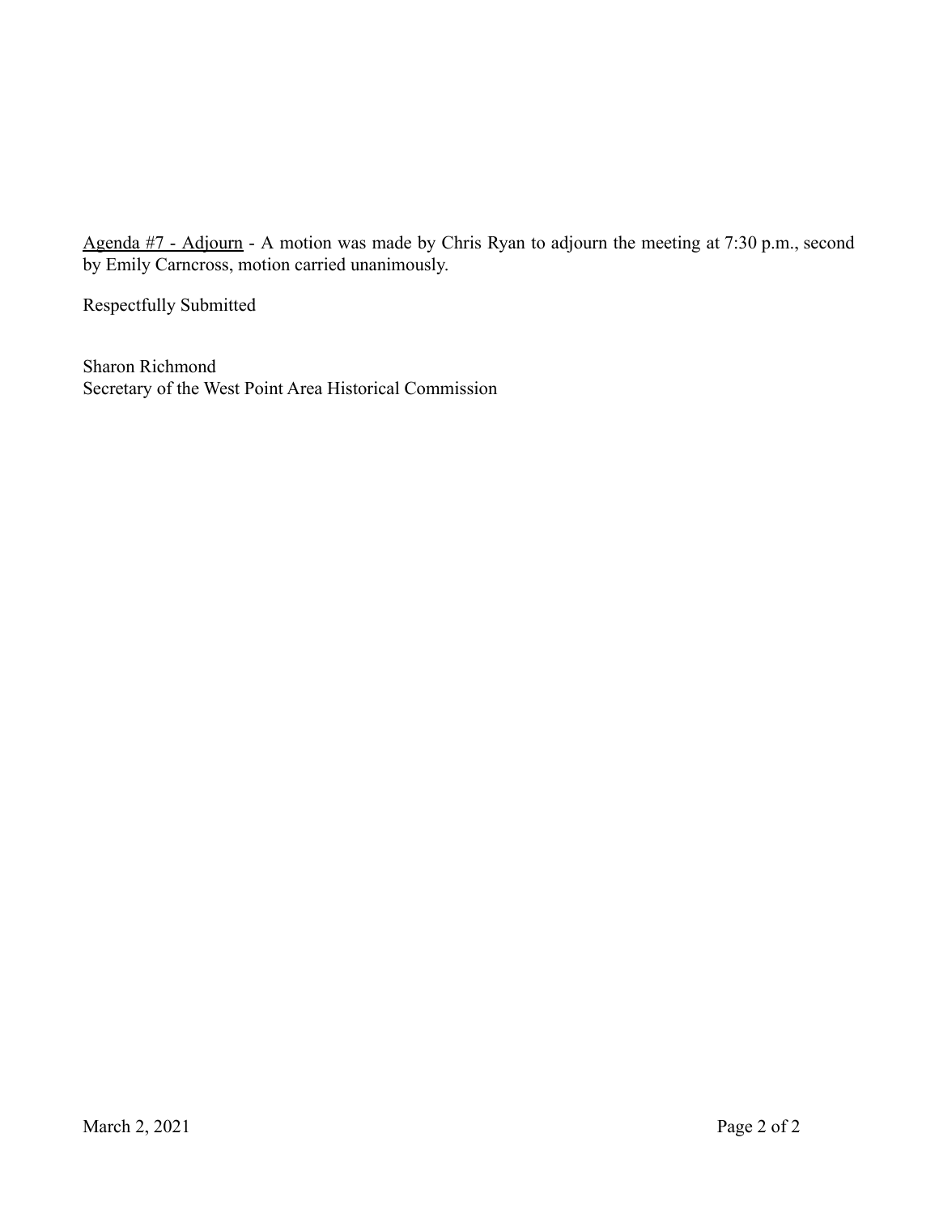Agenda #7 - Adjourn - A motion was made by Chris Ryan to adjourn the meeting at 7:30 p.m., second by Emily Carncross, motion carried unanimously.

Respectfully Submitted

Sharon Richmond
Secretary of the West Point Area Historical Commission